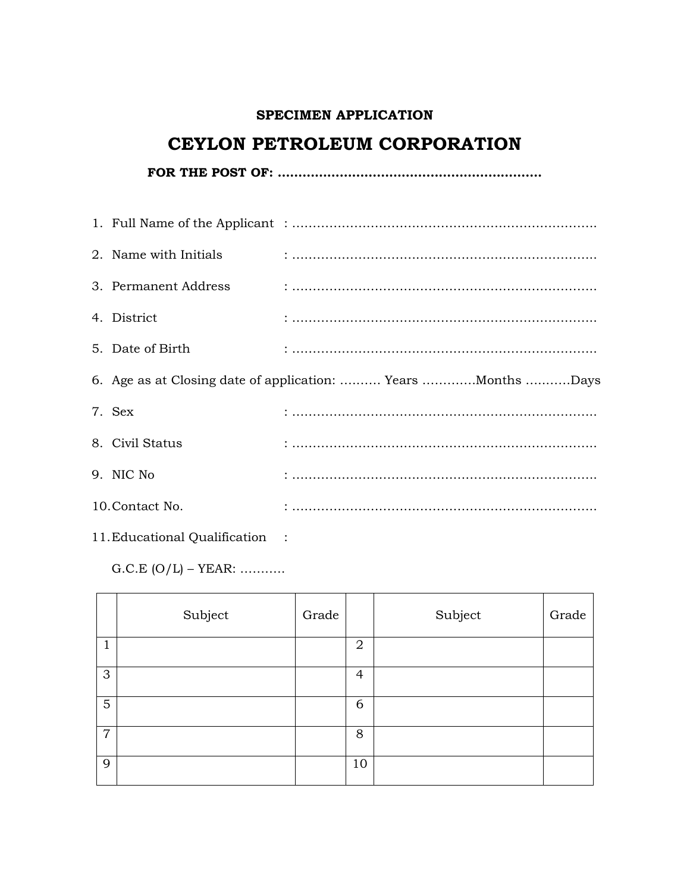**SPECIMEN APPLICATION**

# CEYLON PETROLEUM CORPORATION

**FOR THE POST OF: ……………………………………………………….**

1. Full Name of the Applicant : …………………………………………………………….
2. Name with Initials : …………………………………………………………….
3. Permanent Address : …………………………………………………………….
4. District : …………………………………………………………….
5. Date of Birth : …………………………………………………………….
6. Age as at Closing date of application: ………. Years ………….Months ……….Days
7. Sex : …………………………………………………………….
8. Civil Status : …………………………………………………………….
9. NIC No : …………………………………………………………….
10. Contact No. : …………………………………………………………….
11. Educational Qualification :

    G.C.E (O/L) – YEAR: ………..

| | Subject | Grade | | Subject | Grade |
|---|---|---|---|---|---|
| 1 | | | 2 | | |
| 3 | | | 4 | | |
| 5 | | | 6 | | |
| 7 | | | 8 | | |
| 9 | | | 10 | | |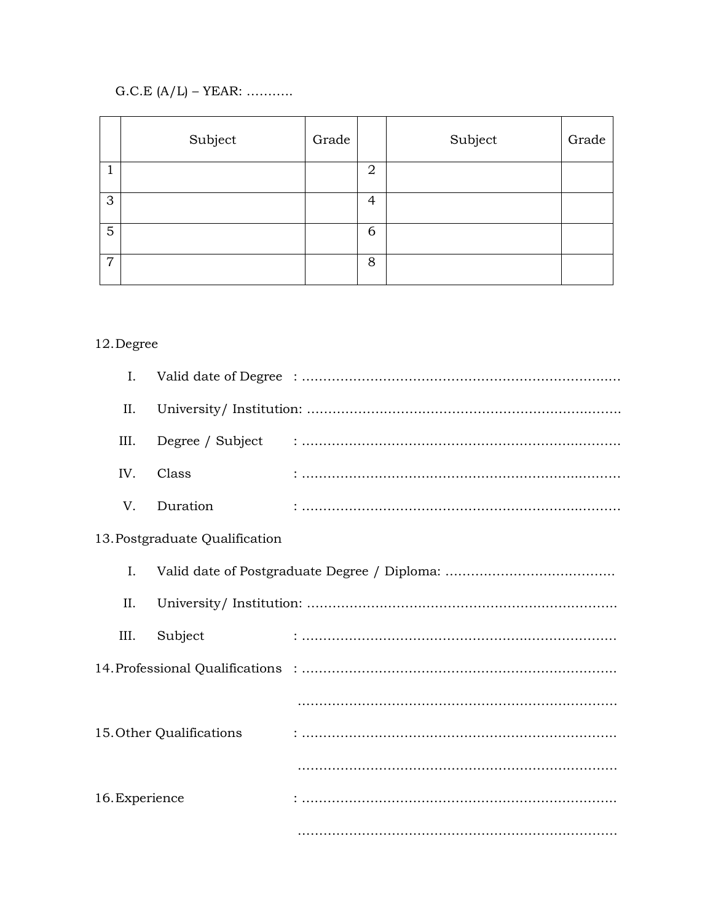G.C.E (A/L) – YEAR: ………..

| | Subject | Grade | | Subject | Grade |
|---|---|---|---|---|---|
| 1 | | | 2 | | |
| 3 | | | 4 | | |
| 5 | | | 6 | | |
| 7 | | | 8 | | |

12. Degree

    I. Valid date of Degree : ……………………………………………………………….

    II. University/ Institution: ……………………………………………………………….

    III. Degree / Subject : ……………………………………………………………….

    IV. Class : ……………………………………………………………….

    V. Duration : ……………………………………………………………….

13. Postgraduate Qualification

    I. Valid date of Postgraduate Degree / Diploma: ………………………………….

    II. University/ Institution: ……………………………………………………………….

    III. Subject : ……………………………………………………………….

14. Professional Qualifications : ……………………………………………………………….

    ……………………………………………………………….

15. Other Qualifications : ……………………………………………………………….

    ……………………………………………………………….

16. Experience : ……………………………………………………………….

    ……………………………………………………………….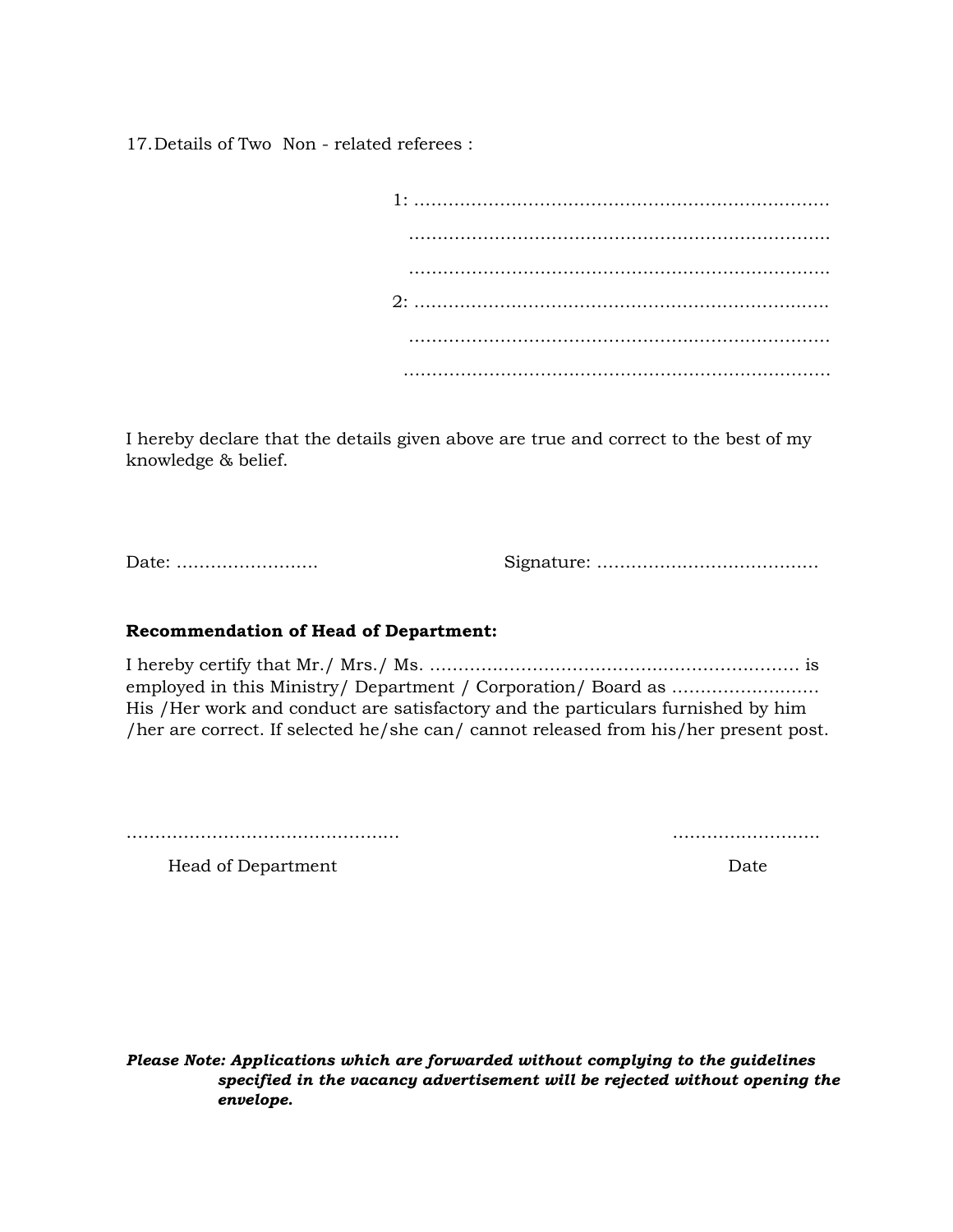17. Details of Two Non - related referees :

1: ……………………………………………………………….
……………………………………………………………….
……………………………………………………………….

2: ……………………………………………………………….
……………………………………………………………….
……………………………………………………………….

I hereby declare that the details given above are true and correct to the best of my knowledge & belief.

Date: …………………….    Signature: …………………………………

**Recommendation of Head of Department:**

I hereby certify that Mr./ Mrs./ Ms. ………………………………………………………… is employed in this Ministry/ Department / Corporation/ Board as …………………….. His /Her work and conduct are satisfactory and the particulars furnished by him /her are correct. If selected he/she can/ cannot released from his/her present post.

…………………………………………    ……………………..

Head of Department    Date

***Please Note: Applications which are forwarded without complying to the guidelines specified in the vacancy advertisement will be rejected without opening the envelope.***